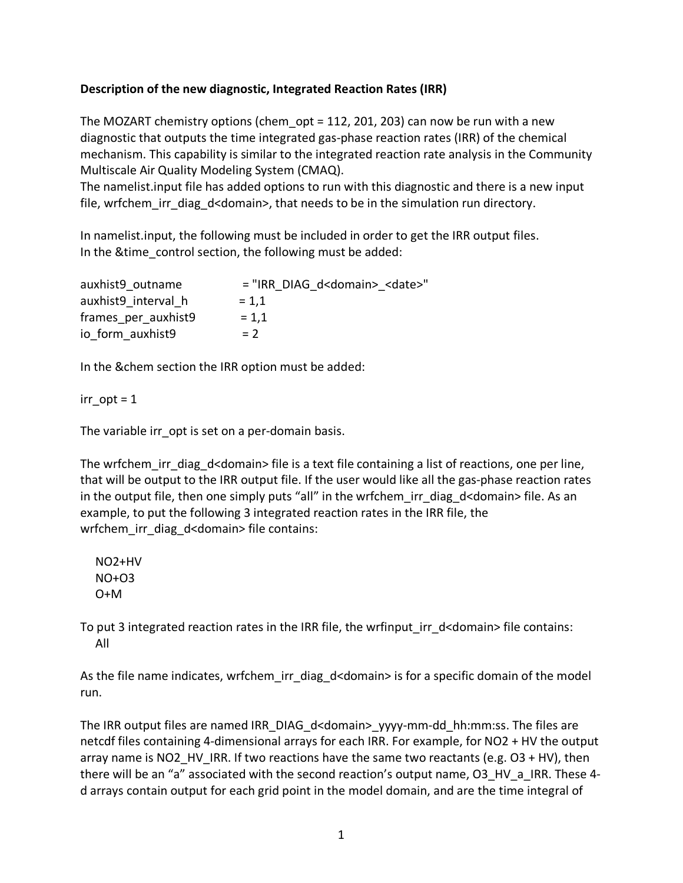**Description of the new diagnostic, Integrated Reaction Rates (IRR)**

The MOZART chemistry options (chem_opt = 112, 201, 203) can now be run with a new diagnostic that outputs the time integrated gas-phase reaction rates (IRR) of the chemical mechanism. This capability is similar to the integrated reaction rate analysis in the Community Multiscale Air Quality Modeling System (CMAQ).
The namelist.input file has added options to run with this diagnostic and there is a new input file, wrfchem_irr_diag_d<domain>, that needs to be in the simulation run directory.

In namelist.input, the following must be included in order to get the IRR output files.
In the &time_control section, the following must be added:

```
auxhist9_outname          = "IRR_DIAG_d<domain>_<date>"
auxhist9_interval_h       = 1,1
frames_per_auxhist9       = 1,1
io_form_auxhist9          = 2
```

In the &chem section the IRR option must be added:

```
irr_opt = 1
```

The variable irr_opt is set on a per-domain basis.

The wrfchem_irr_diag_d<domain> file is a text file containing a list of reactions, one per line, that will be output to the IRR output file. If the user would like all the gas-phase reaction rates in the output file, then one simply puts “all” in the wrfchem_irr_diag_d<domain> file. As an example, to put the following 3 integrated reaction rates in the IRR file, the wrfchem_irr_diag_d<domain> file contains:

```
NO2+HV
NO+O3
O+M
```

To put 3 integrated reaction rates in the IRR file, the wrfinput_irr_d<domain> file contains:

```
All
```

As the file name indicates, wrfchem_irr_diag_d<domain> is for a specific domain of the model run.

The IRR output files are named IRR_DIAG_d<domain>_yyyy-mm-dd_hh:mm:ss. The files are netcdf files containing 4-dimensional arrays for each IRR. For example, for NO2 + HV the output array name is NO2_HV_IRR. If two reactions have the same two reactants (e.g. O3 + HV), then there will be an “a” associated with the second reaction’s output name, O3_HV_a_IRR. These 4-d arrays contain output for each grid point in the model domain, and are the time integral of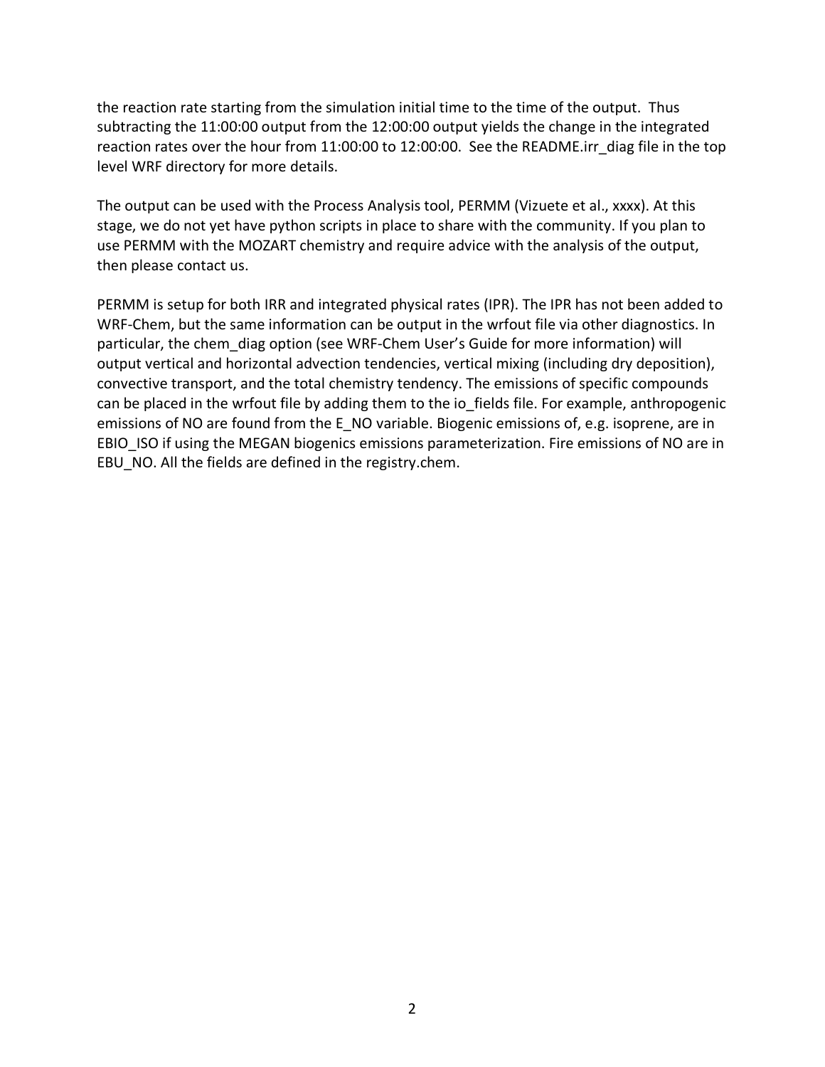the reaction rate starting from the simulation initial time to the time of the output. Thus subtracting the 11:00:00 output from the 12:00:00 output yields the change in the integrated reaction rates over the hour from 11:00:00 to 12:00:00. See the README.irr_diag file in the top level WRF directory for more details.

The output can be used with the Process Analysis tool, PERMM (Vizuete et al., xxxx). At this stage, we do not yet have python scripts in place to share with the community. If you plan to use PERMM with the MOZART chemistry and require advice with the analysis of the output, then please contact us.

PERMM is setup for both IRR and integrated physical rates (IPR). The IPR has not been added to WRF-Chem, but the same information can be output in the wrfout file via other diagnostics. In particular, the chem_diag option (see WRF-Chem User's Guide for more information) will output vertical and horizontal advection tendencies, vertical mixing (including dry deposition), convective transport, and the total chemistry tendency. The emissions of specific compounds can be placed in the wrfout file by adding them to the io_fields file. For example, anthropogenic emissions of NO are found from the E_NO variable. Biogenic emissions of, e.g. isoprene, are in EBIO_ISO if using the MEGAN biogenics emissions parameterization. Fire emissions of NO are in EBU_NO. All the fields are defined in the registry.chem.